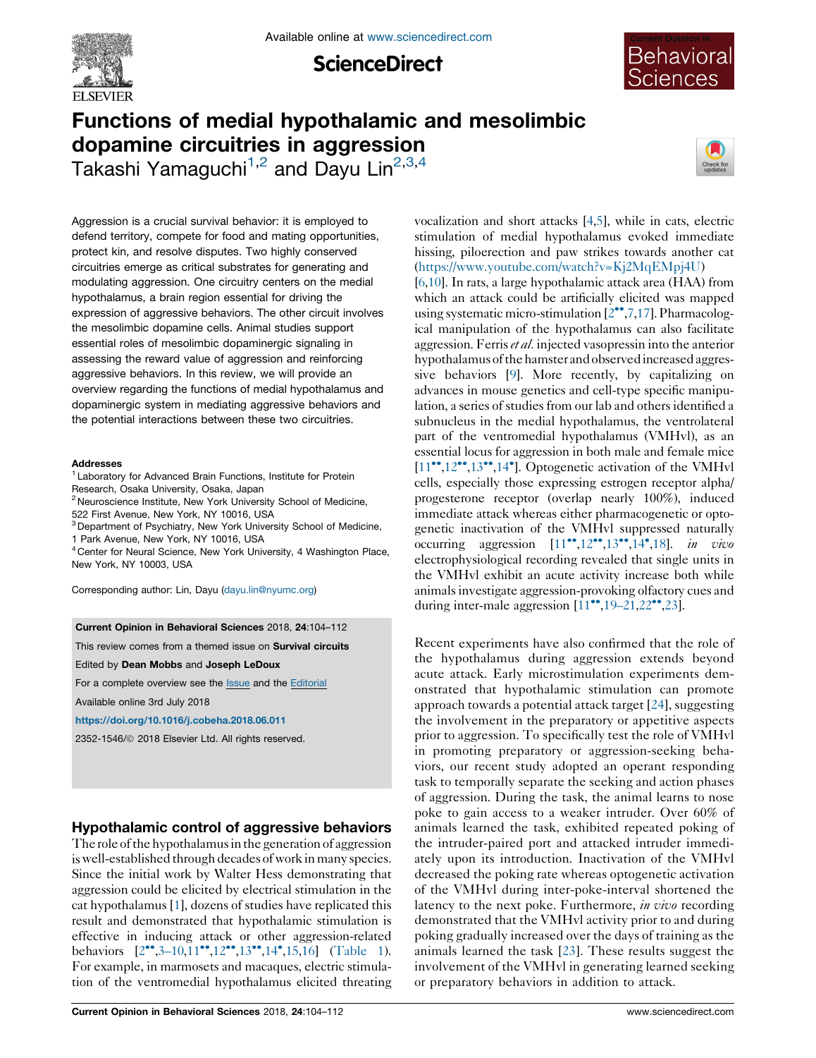# Functions of medial hypothalamic and mesolimbic dopamine circuitries in aggression

Takashi Yamaguchi[1,2] and Dayu Lin[2,3,4]

Aggression is a crucial survival behavior: it is employed to defend territory, compete for food and mating opportunities, protect kin, and resolve disputes. Two highly conserved circuitries emerge as critical substrates for generating and modulating aggression. One circuitry centers on the medial hypothalamus, a brain region essential for driving the expression of aggressive behaviors. The other circuit involves the mesolimbic dopamine cells. Animal studies support essential roles of mesolimbic dopaminergic signaling in assessing the reward value of aggression and reinforcing aggressive behaviors. In this review, we will provide an overview regarding the functions of medial hypothalamus and dopaminergic system in mediating aggressive behaviors and the potential interactions between these two circuitries.

**Addresses**

[1] Laboratory for Advanced Brain Functions, Institute for Protein Research, Osaka University, Osaka, Japan

[2] Neuroscience Institute, New York University School of Medicine, 522 First Avenue, New York, NY 10016, USA

[3] Department of Psychiatry, New York University School of Medicine, 1 Park Avenue, New York, NY 10016, USA

[4] Center for Neural Science, New York University, 4 Washington Place, New York, NY 10003, USA

Corresponding author: Lin, Dayu (dayu.lin@nyumc.org)

**Current Opinion in Behavioral Sciences** 2018, **24**:104–112

This review comes from a themed issue on **Survival circuits**

Edited by **Dean Mobbs** and **Joseph LeDoux**

For a complete overview see the Issue and the Editorial

Available online 3rd July 2018

**https://doi.org/10.1016/j.cobeha.2018.06.011**

2352-1546/© 2018 Elsevier Ltd. All rights reserved.

## Hypothalamic control of aggressive behaviors

The role of the hypothalamus in the generation of aggression is well-established through decades of work in many species. Since the initial work by Walter Hess demonstrating that aggression could be elicited by electrical stimulation in the cat hypothalamus [1], dozens of studies have replicated this result and demonstrated that hypothalamic stimulation is effective in inducing attack or other aggression-related behaviors [2••,3–10,11••,12••,13••,14•,15,16] (Table 1). For example, in marmosets and macaques, electric stimulation of the ventromedial hypothalamus elicited threating vocalization and short attacks [4,5], while in cats, electric stimulation of medial hypothalamus evoked immediate hissing, piloerection and paw strikes towards another cat (https://www.youtube.com/watch?v=Kj2MqEMpj4U) [6,10]. In rats, a large hypothalamic attack area (HAA) from which an attack could be artificially elicited was mapped using systematic micro-stimulation [2••,7,17]. Pharmacological manipulation of the hypothalamus can also facilitate aggression. Ferris *et al.* injected vasopressin into the anterior hypothalamus of the hamster and observed increased aggressive behaviors [9]. More recently, by capitalizing on advances in mouse genetics and cell-type specific manipulation, a series of studies from our lab and others identified a subnucleus in the medial hypothalamus, the ventrolateral part of the ventromedial hypothalamus (VMHvl), as an essential locus for aggression in both male and female mice [11••,12••,13••,14•]. Optogenetic activation of the VMHvl cells, especially those expressing estrogen receptor alpha/progesterone receptor (overlap nearly 100%), induced immediate attack whereas either pharmacogenetic or optogenetic inactivation of the VMHvl suppressed naturally occurring aggression [11••,12••,13••,14•,18]. *in vivo* electrophysiological recording revealed that single units in the VMHvl exhibit an acute activity increase both while animals investigate aggression-provoking olfactory cues and during inter-male aggression [11••,19–21,22••,23].

Recent experiments have also confirmed that the role of the hypothalamus during aggression extends beyond acute attack. Early microstimulation experiments demonstrated that hypothalamic stimulation can promote approach towards a potential attack target [24], suggesting the involvement in the preparatory or appetitive aspects prior to aggression. To specifically test the role of VMHvl in promoting preparatory or aggression-seeking behaviors, our recent study adopted an operant responding task to temporally separate the seeking and action phases of aggression. During the task, the animal learns to nose poke to gain access to a weaker intruder. Over 60% of animals learned the task, exhibited repeated poking of the intruder-paired port and attacked intruder immediately upon its introduction. Inactivation of the VMHvl decreased the poking rate whereas optogenetic activation of the VMHvl during inter-poke-interval shortened the latency to the next poke. Furthermore, *in vivo* recording demonstrated that the VMHvl activity prior to and during poking gradually increased over the days of training as the animals learned the task [23]. These results suggest the involvement of the VMHvl in generating learned seeking or preparatory behaviors in addition to attack.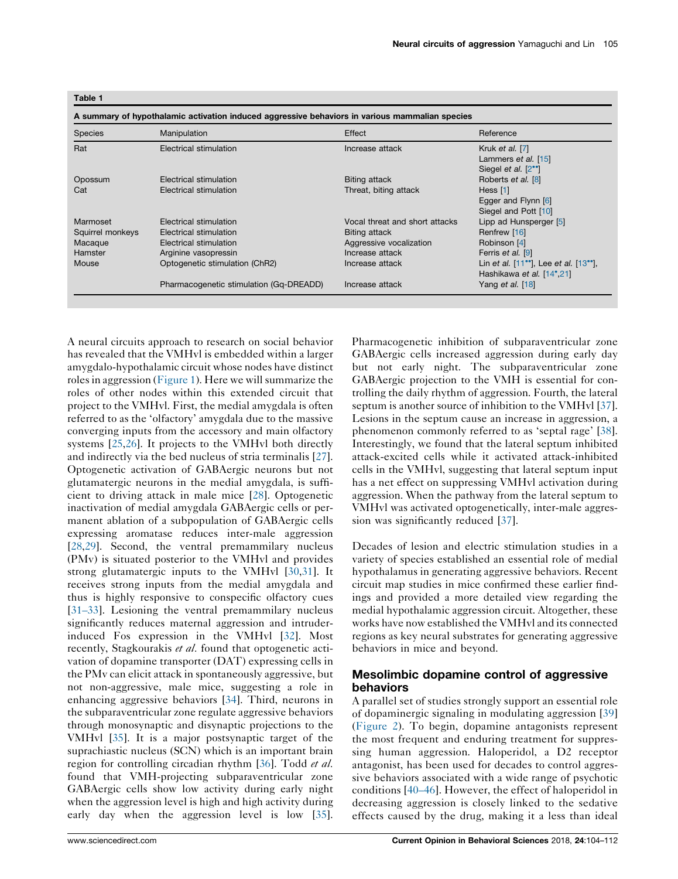**Table 1**

**A summary of hypothalamic activation induced aggressive behaviors in various mammalian species**

| Species | Manipulation | Effect | Reference |
|---|---|---|---|
| Rat | Electrical stimulation | Increase attack | Kruk *et al.* [7] Lammers *et al.* [15] Siegel *et al.* [2••] |
| Opossum | Electrical stimulation | Biting attack | Roberts *et al.* [8] |
| Cat | Electrical stimulation | Threat, biting attack | Hess [1] Egger and Flynn [6] Siegel and Pott [10] |
| Marmoset | Electrical stimulation | Vocal threat and short attacks | Lipp ad Hunsperger [5] |
| Squirrel monkeys | Electrical stimulation | Biting attack | Renfrew [16] |
| Macaque | Electrical stimulation | Aggressive vocalization | Robinson [4] |
| Hamster | Arginine vasopressin | Increase attack | Ferris *et al.* [9] |
| Mouse | Optogenetic stimulation (ChR2) | Increase attack | Lin *et al.* [11••], Lee *et al.* [13••], Hashikawa *et al.* [14•,21] |
| | Pharmacogenetic stimulation (Gq-DREADD) | Increase attack | Yang *et al.* [18] |

A neural circuits approach to research on social behavior has revealed that the VMHvl is embedded within a larger amygdalo-hypothalamic circuit whose nodes have distinct roles in aggression (Figure 1). Here we will summarize the roles of other nodes within this extended circuit that project to the VMHvl. First, the medial amygdala is often referred to as the 'olfactory' amygdala due to the massive converging inputs from the accessory and main olfactory systems [25,26]. It projects to the VMHvl both directly and indirectly via the bed nucleus of stria terminalis [27]. Optogenetic activation of GABAergic neurons but not glutamatergic neurons in the medial amygdala, is sufficient to driving attack in male mice [28]. Optogenetic inactivation of medial amygdala GABAergic cells or permanent ablation of a subpopulation of GABAergic cells expressing aromatase reduces inter-male aggression [28,29]. Second, the ventral premammillary nucleus (PMv) is situated posterior to the VMHvl and provides strong glutamatergic inputs to the VMHvl [30,31]. It receives strong inputs from the medial amygdala and thus is highly responsive to conspecific olfactory cues [31–33]. Lesioning the ventral premammillary nucleus significantly reduces maternal aggression and intruder-induced Fos expression in the VMHvl [32]. Most recently, Stagkourakis *et al.* found that optogenetic activation of dopamine transporter (DAT) expressing cells in the PMv can elicit attack in spontaneously aggressive, but not non-aggressive, male mice, suggesting a role in enhancing aggressive behaviors [34]. Third, neurons in the subparaventricular zone regulate aggressive behaviors through monosynaptic and disynaptic projections to the VMHvl [35]. It is a major postsynaptic target of the suprachiastic nucleus (SCN) which is an important brain region for controlling circadian rhythm [36]. Todd *et al.* found that VMH-projecting subparaventricular zone GABAergic cells show low activity during early night when the aggression level is high and high activity during early day when the aggression level is low [35]. Pharmacogenetic inhibition of subparaventricular zone GABAergic cells increased aggression during early day but not early night. The subparaventricular zone GABAergic projection to the VMH is essential for controlling the daily rhythm of aggression. Fourth, the lateral septum is another source of inhibition to the VMHvl [37]. Lesions in the septum cause an increase in aggression, a phenomenon commonly referred to as 'septal rage' [38]. Interestingly, we found that the lateral septum inhibited attack-excited cells while it activated attack-inhibited cells in the VMHvl, suggesting that lateral septum input has a net effect on suppressing VMHvl activation during aggression. When the pathway from the lateral septum to VMHvl was activated optogenetically, inter-male aggression was significantly reduced [37].

Decades of lesion and electric stimulation studies in a variety of species established an essential role of medial hypothalamus in generating aggressive behaviors. Recent circuit map studies in mice confirmed these earlier findings and provided a more detailed view regarding the medial hypothalamic aggression circuit. Altogether, these works have now established the VMHvl and its connected regions as key neural substrates for generating aggressive behaviors in mice and beyond.

## Mesolimbic dopamine control of aggressive behaviors

A parallel set of studies strongly support an essential role of dopaminergic signaling in modulating aggression [39] (Figure 2). To begin, dopamine antagonists represent the most frequent and enduring treatment for suppressing human aggression. Haloperidol, a D2 receptor antagonist, has been used for decades to control aggressive behaviors associated with a wide range of psychotic conditions [40–46]. However, the effect of haloperidol in decreasing aggression is closely linked to the sedative effects caused by the drug, making it a less than ideal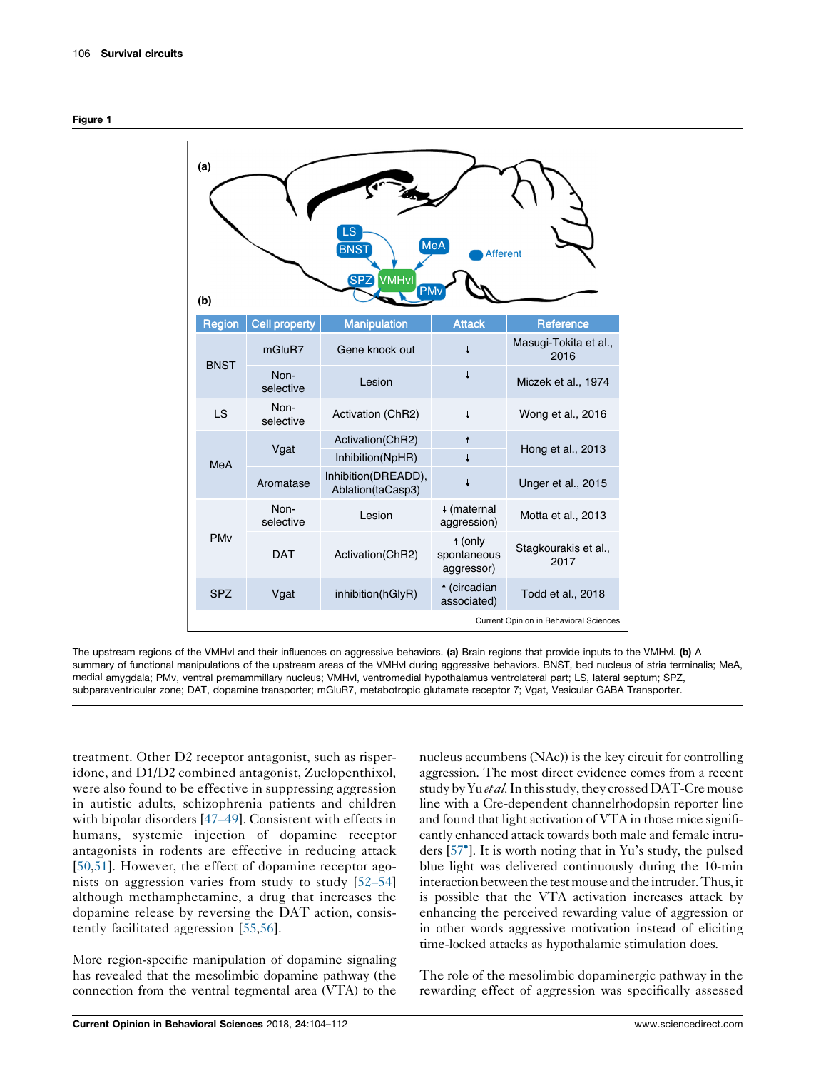**Figure 1**

(a)

(b)

| Region | Cell property | Manipulation | Attack | Reference |
|---|---|---|---|---|
| BNST | mGluR7 | Gene knock out | ↓ | Masugi-Tokita et al., 2016 |
| | Non-selective | Lesion | ↓ | Miczek et al., 1974 |
| LS | Non-selective | Activation (ChR2) | ↓ | Wong et al., 2016 |
| MeA | Vgat | Activation(ChR2) | ↑ | Hong et al., 2013 |
| | | Inhibition(NpHR) | ↓ | |
| | Aromatase | Inhibition(DREADD), Ablation(taCasp3) | ↓ | Unger et al., 2015 |
| PMv | Non-selective | Lesion | ↓ (maternal aggression) | Motta et al., 2013 |
| | DAT | Activation(ChR2) | ↑ (only spontaneous aggressor) | Stagkourakis et al., 2017 |
| SPZ | Vgat | inhibition(hGlyR) | ↑ (circadian associated) | Todd et al., 2018 |

The upstream regions of the VMHvl and their influences on aggressive behaviors. **(a)** Brain regions that provide inputs to the VMHvl. **(b)** A summary of functional manipulations of the upstream areas of the VMHvl during aggressive behaviors. BNST, bed nucleus of stria terminalis; MeA, medial amygdala; PMv, ventral premammillary nucleus; VMHvl, ventromedial hypothalamus ventrolateral part; LS, lateral septum; SPZ, subparaventricular zone; DAT, dopamine transporter; mGluR7, metabotropic glutamate receptor 7; Vgat, Vesicular GABA Transporter.

treatment. Other D2 receptor antagonist, such as risperidone, and D1/D2 combined antagonist, Zuclopenthixol, were also found to be effective in suppressing aggression in autistic adults, schizophrenia patients and children with bipolar disorders [47–49]. Consistent with effects in humans, systemic injection of dopamine receptor antagonists in rodents are effective in reducing attack [50,51]. However, the effect of dopamine receptor agonists on aggression varies from study to study [52–54] although methamphetamine, a drug that increases the dopamine release by reversing the DAT action, consistently facilitated aggression [55,56].

More region-specific manipulation of dopamine signaling has revealed that the mesolimbic dopamine pathway (the connection from the ventral tegmental area (VTA) to the nucleus accumbens (NAc)) is the key circuit for controlling aggression. The most direct evidence comes from a recent study by Yu *et al.* In this study, they crossed DAT-Cre mouse line with a Cre-dependent channelrhodopsin reporter line and found that light activation of VTA in those mice significantly enhanced attack towards both male and female intruders [57•]. It is worth noting that in Yu's study, the pulsed blue light was delivered continuously during the 10-min interaction between the test mouse and the intruder. Thus, it is possible that the VTA activation increases attack by enhancing the perceived rewarding value of aggression or in other words aggressive motivation instead of eliciting time-locked attacks as hypothalamic stimulation does.

The role of the mesolimbic dopaminergic pathway in the rewarding effect of aggression was specifically assessed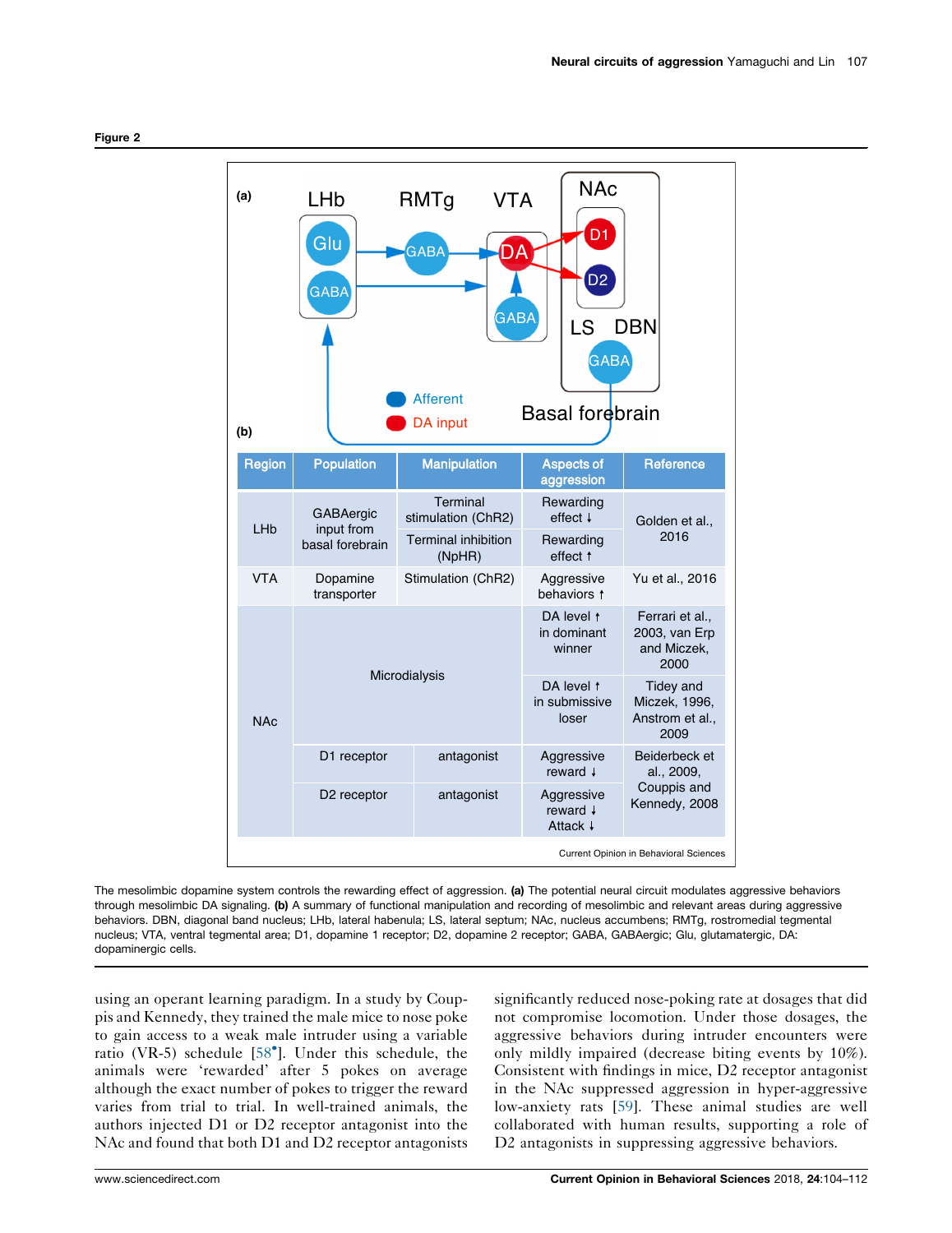**Figure 2**

(a)

(b)

| Region | Population | Manipulation | Aspects of aggression | Reference |
|---|---|---|---|---|
| LHb | GABAergic input from basal forebrain | Terminal stimulation (ChR2) | Rewarding effect ↓ | Golden et al., 2016 |
| | | Terminal inhibition (NpHR) | Rewarding effect ↑ | |
| VTA | Dopamine transporter | Stimulation (ChR2) | Aggressive behaviors ↑ | Yu et al., 2016 |
| NAc | Microdialysis | | DA level ↑ in dominant winner | Ferrari et al., 2003, van Erp and Miczek, 2000 |
| | | | DA level ↑ in submissive loser | Tidey and Miczek, 1996, Anstrom et al., 2009 |
| | D1 receptor | antagonist | Aggressive reward ↓ | Beiderbeck et al., 2009, Couppis and Kennedy, 2008 |
| | D2 receptor | antagonist | Aggressive reward ↓ Attack ↓ | |

The mesolimbic dopamine system controls the rewarding effect of aggression. **(a)** The potential neural circuit modulates aggressive behaviors through mesolimbic DA signaling. **(b)** A summary of functional manipulation and recording of mesolimbic and relevant areas during aggressive behaviors. DBN, diagonal band nucleus; LHb, lateral habenula; LS, lateral septum; NAc, nucleus accumbens; RMTg, rostromedial tegmental nucleus; VTA, ventral tegmental area; D1, dopamine 1 receptor; D2, dopamine 2 receptor; GABA, GABAergic; Glu, glutamatergic, DA: dopaminergic cells.

using an operant learning paradigm. In a study by Couppis and Kennedy, they trained the male mice to nose poke to gain access to a weak male intruder using a variable ratio (VR-5) schedule [58•]. Under this schedule, the animals were 'rewarded' after 5 pokes on average although the exact number of pokes to trigger the reward varies from trial to trial. In well-trained animals, the authors injected D1 or D2 receptor antagonist into the NAc and found that both D1 and D2 receptor antagonists significantly reduced nose-poking rate at dosages that did not compromise locomotion. Under those dosages, the aggressive behaviors during intruder encounters were only mildly impaired (decrease biting events by 10%). Consistent with findings in mice, D2 receptor antagonist in the NAc suppressed aggression in hyper-aggressive low-anxiety rats [59]. These animal studies are well collaborated with human results, supporting a role of D2 antagonists in suppressing aggressive behaviors.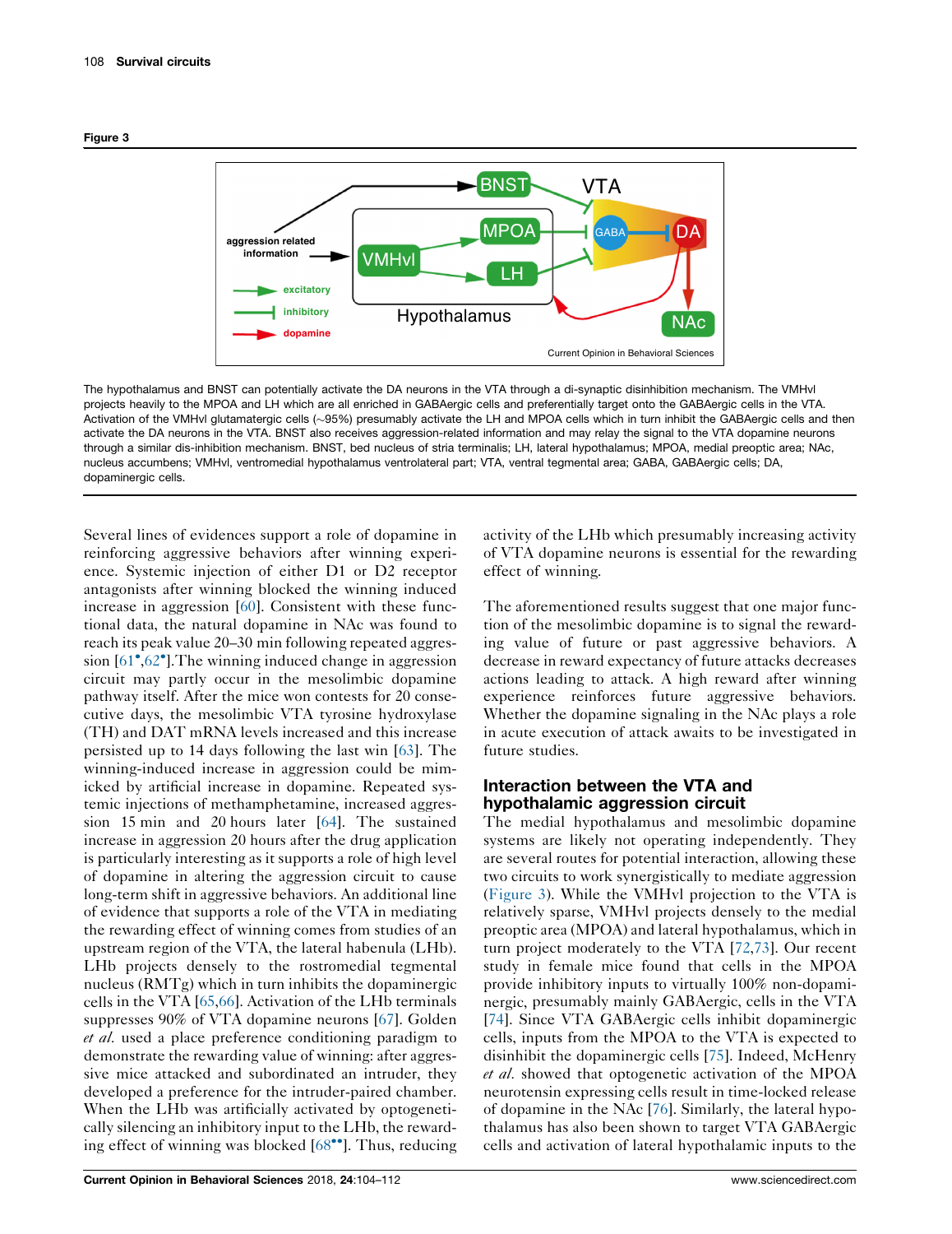**Figure 3**

The hypothalamus and BNST can potentially activate the DA neurons in the VTA through a di-synaptic disinhibition mechanism. The VMHvl projects heavily to the MPOA and LH which are all enriched in GABAergic cells and preferentially target onto the GABAergic cells in the VTA. Activation of the VMHvl glutamatergic cells (~95%) presumably activate the LH and MPOA cells which in turn inhibit the GABAergic cells and then activate the DA neurons in the VTA. BNST also receives aggression-related information and may relay the signal to the VTA dopamine neurons through a similar dis-inhibition mechanism. BNST, bed nucleus of stria terminalis; LH, lateral hypothalamus; MPOA, medial preoptic area; NAc, nucleus accumbens; VMHvl, ventromedial hypothalamus ventrolateral part; VTA, ventral tegmental area; GABA, GABAergic cells; DA, dopaminergic cells.

Several lines of evidences support a role of dopamine in reinforcing aggressive behaviors after winning experience. Systemic injection of either D1 or D2 receptor antagonists after winning blocked the winning induced increase in aggression [60]. Consistent with these functional data, the natural dopamine in NAc was found to reach its peak value 20–30 min following repeated aggression [61•,62•].The winning induced change in aggression circuit may partly occur in the mesolimbic dopamine pathway itself. After the mice won contests for 20 consecutive days, the mesolimbic VTA tyrosine hydroxylase (TH) and DAT mRNA levels increased and this increase persisted up to 14 days following the last win [63]. The winning-induced increase in aggression could be mimicked by artificial increase in dopamine. Repeated systemic injections of methamphetamine, increased aggression 15 min and 20 hours later [64]. The sustained increase in aggression 20 hours after the drug application is particularly interesting as it supports a role of high level of dopamine in altering the aggression circuit to cause long-term shift in aggressive behaviors. An additional line of evidence that supports a role of the VTA in mediating the rewarding effect of winning comes from studies of an upstream region of the VTA, the lateral habenula (LHb). LHb projects densely to the rostromedial tegmental nucleus (RMTg) which in turn inhibits the dopaminergic cells in the VTA [65,66]. Activation of the LHb terminals suppresses 90% of VTA dopamine neurons [67]. Golden *et al.* used a place preference conditioning paradigm to demonstrate the rewarding value of winning: after aggressive mice attacked and subordinated an intruder, they developed a preference for the intruder-paired chamber. When the LHb was artificially activated by optogenetically silencing an inhibitory input to the LHb, the rewarding effect of winning was blocked [68••]. Thus, reducing activity of the LHb which presumably increasing activity of VTA dopamine neurons is essential for the rewarding effect of winning.

The aforementioned results suggest that one major function of the mesolimbic dopamine is to signal the rewarding value of future or past aggressive behaviors. A decrease in reward expectancy of future attacks decreases actions leading to attack. A high reward after winning experience reinforces future aggressive behaviors. Whether the dopamine signaling in the NAc plays a role in acute execution of attack awaits to be investigated in future studies.

## Interaction between the VTA and hypothalamic aggression circuit

The medial hypothalamus and mesolimbic dopamine systems are likely not operating independently. They are several routes for potential interaction, allowing these two circuits to work synergistically to mediate aggression (Figure 3). While the VMHvl projection to the VTA is relatively sparse, VMHvl projects densely to the medial preoptic area (MPOA) and lateral hypothalamus, which in turn project moderately to the VTA [72,73]. Our recent study in female mice found that cells in the MPOA provide inhibitory inputs to virtually 100% non-dopaminergic, presumably mainly GABAergic, cells in the VTA [74]. Since VTA GABAergic cells inhibit dopaminergic cells, inputs from the MPOA to the VTA is expected to disinhibit the dopaminergic cells [75]. Indeed, McHenry *et al.* showed that optogenetic activation of the MPOA neurotensin expressing cells result in time-locked release of dopamine in the NAc [76]. Similarly, the lateral hypothalamus has also been shown to target VTA GABAergic cells and activation of lateral hypothalamic inputs to the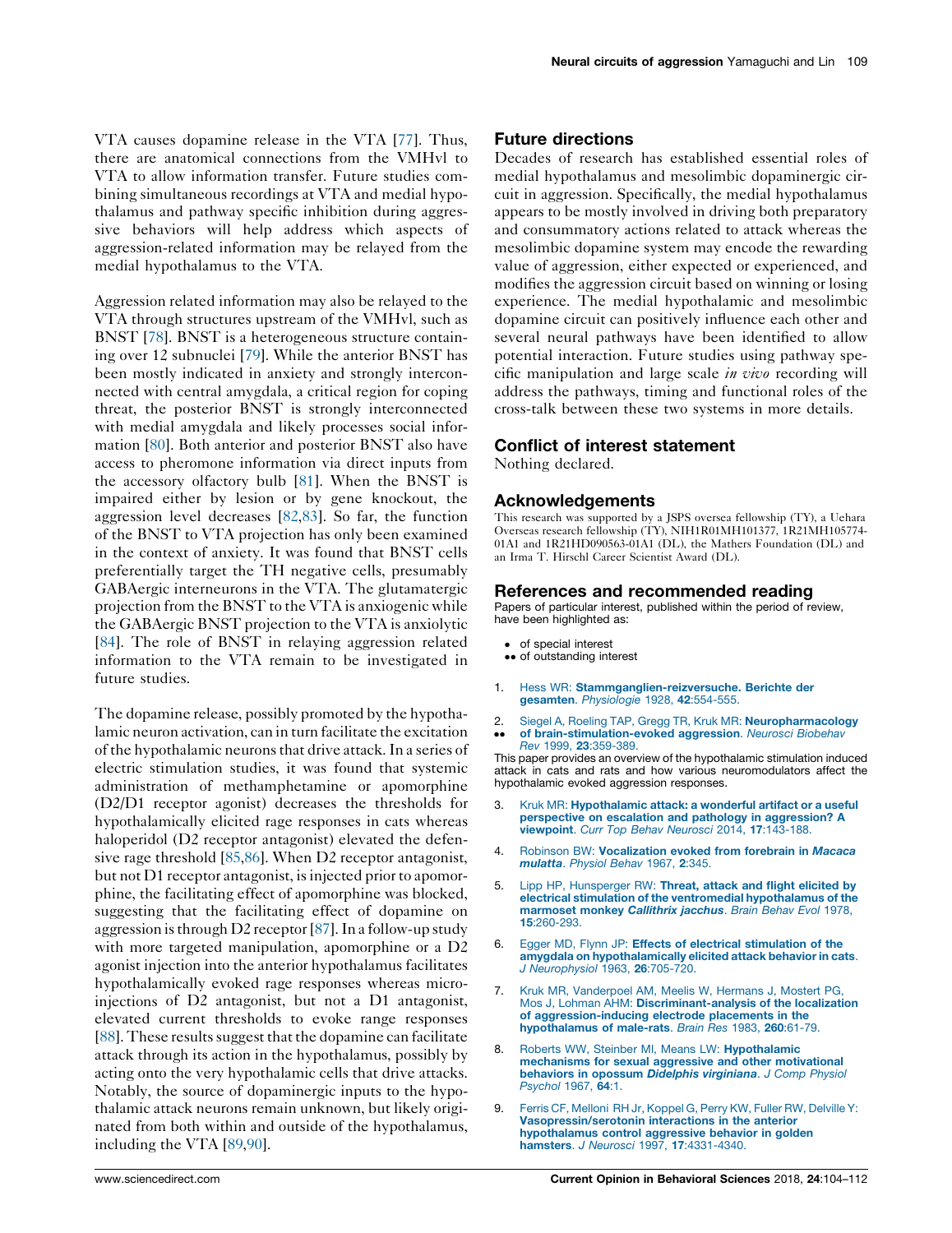VTA causes dopamine release in the VTA [77]. Thus, there are anatomical connections from the VMHvl to VTA to allow information transfer. Future studies combining simultaneous recordings at VTA and medial hypothalamus and pathway specific inhibition during aggressive behaviors will help address which aspects of aggression-related information may be relayed from the medial hypothalamus to the VTA.

Aggression related information may also be relayed to the VTA through structures upstream of the VMHvl, such as BNST [78]. BNST is a heterogeneous structure containing over 12 subnuclei [79]. While the anterior BNST has been mostly indicated in anxiety and strongly interconnected with central amygdala, a critical region for coping threat, the posterior BNST is strongly interconnected with medial amygdala and likely processes social information [80]. Both anterior and posterior BNST also have access to pheromone information via direct inputs from the accessory olfactory bulb [81]. When the BNST is impaired either by lesion or by gene knockout, the aggression level decreases [82,83]. So far, the function of the BNST to VTA projection has only been examined in the context of anxiety. It was found that BNST cells preferentially target the TH negative cells, presumably GABAergic interneurons in the VTA. The glutamatergic projection from the BNST to the VTA is anxiogenic while the GABAergic BNST projection to the VTA is anxiolytic [84]. The role of BNST in relaying aggression related information to the VTA remain to be investigated in future studies.

The dopamine release, possibly promoted by the hypothalamic neuron activation, can in turn facilitate the excitation of the hypothalamic neurons that drive attack. In a series of electric stimulation studies, it was found that systemic administration of methamphetamine or apomorphine (D2/D1 receptor agonist) decreases the thresholds for hypothalamically elicited rage responses in cats whereas haloperidol (D2 receptor antagonist) elevated the defensive rage threshold [85,86]. When D2 receptor antagonist, but not D1 receptor antagonist, is injected prior to apomorphine, the facilitating effect of apomorphine was blocked, suggesting that the facilitating effect of dopamine on aggression is through D2 receptor [87]. In a follow-up study with more targeted manipulation, apomorphine or a D2 agonist injection into the anterior hypothalamus facilitates hypothalamically evoked rage responses whereas microinjections of D2 antagonist, but not a D1 antagonist, elevated current thresholds to evoke range responses [88]. These results suggest that the dopamine can facilitate attack through its action in the hypothalamus, possibly by acting onto the very hypothalamic cells that drive attacks. Notably, the source of dopaminergic inputs to the hypothalamic attack neurons remain unknown, but likely originated from both within and outside of the hypothalamus, including the VTA [89,90].

## Future directions

Decades of research has established essential roles of medial hypothalamus and mesolimbic dopaminergic circuit in aggression. Specifically, the medial hypothalamus appears to be mostly involved in driving both preparatory and consummatory actions related to attack whereas the mesolimbic dopamine system may encode the rewarding value of aggression, either expected or experienced, and modifies the aggression circuit based on winning or losing experience. The medial hypothalamic and mesolimbic dopamine circuit can positively influence each other and several neural pathways have been identified to allow potential interaction. Future studies using pathway specific manipulation and large scale *in vivo* recording will address the pathways, timing and functional roles of the cross-talk between these two systems in more details.

## Conflict of interest statement

Nothing declared.

## Acknowledgements

This research was supported by a JSPS oversea fellowship (TY), a Uehara Overseas research fellowship (TY), NIH1R01MH101377, 1R21MH105774-01A1 and 1R21HD090563-01A1 (DL), the Mathers Foundation (DL) and an Irma T. Hirschl Career Scientist Award (DL).

## References and recommended reading

Papers of particular interest, published within the period of review, have been highlighted as:

- • of special interest
- •• of outstanding interest

1. Hess WR: **Stammganglien-reizversuche. Berichte der gesamten**. *Physiologie* 1928, **42**:554-555.

2. •• Siegel A, Roeling TAP, Gregg TR, Kruk MR: **Neuropharmacology of brain-stimulation-evoked aggression**. *Neurosci Biobehav Rev* 1999, **23**:359-389.
This paper provides an overview of the hypothalamic stimulation induced attack in cats and rats and how various neuromodulators affect the hypothalamic evoked aggression responses.

3. Kruk MR: **Hypothalamic attack: a wonderful artifact or a useful perspective on escalation and pathology in aggression? A viewpoint**. *Curr Top Behav Neurosci* 2014, **17**:143-188.

4. Robinson BW: **Vocalization evoked from forebrain in *Macaca mulatta***. *Physiol Behav* 1967, **2**:345.

5. Lipp HP, Hunsperger RW: **Threat, attack and flight elicited by electrical stimulation of the ventromedial hypothalamus of the marmoset monkey *Callithrix jacchus***. *Brain Behav Evol* 1978, **15**:260-293.

6. Egger MD, Flynn JP: **Effects of electrical stimulation of the amygdala on hypothalamically elicited attack behavior in cats**. *J Neurophysiol* 1963, **26**:705-720.

7. Kruk MR, Vanderpoel AM, Meelis W, Hermans J, Mostert PG, Mos J, Lohman AHM: **Discriminant-analysis of the localization of aggression-inducing electrode placements in the hypothalamus of male-rats**. *Brain Res* 1983, **260**:61-79.

8. Roberts WW, Steinber MI, Means LW: **Hypothalamic mechanisms for sexual aggressive and other motivational behaviors in opossum *Didelphis virginiana***. *J Comp Physiol Psychol* 1967, **64**:1.

9. Ferris CF, Melloni RH Jr, Koppel G, Perry KW, Fuller RW, Delville Y: **Vasopressin/serotonin interactions in the anterior hypothalamus control aggressive behavior in golden hamsters**. *J Neurosci* 1997, **17**:4331-4340.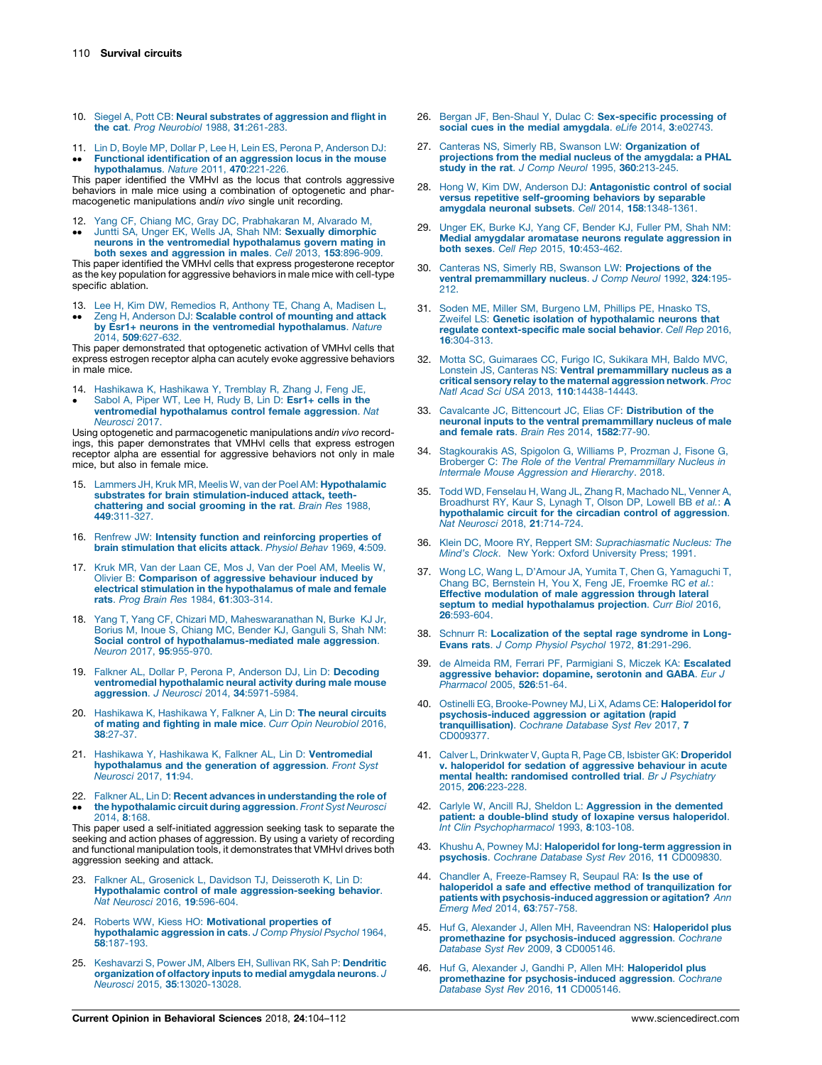10. Siegel A, Pott CB: **Neural substrates of aggression and flight in the cat**. *Prog Neurobiol* 1988, **31**:261-283.

11. •• Lin D, Boyle MP, Dollar P, Lee H, Lein ES, Perona P, Anderson DJ: **Functional identification of an aggression locus in the mouse hypothalamus**. *Nature* 2011, **470**:221-226.

This paper identified the VMHvl as the locus that controls aggressive behaviors in male mice using a combination of optogenetic and pharmacogenetic manipulations andin vivo single unit recording.

12. •• Yang CF, Chiang MC, Gray DC, Prabhakaran M, Alvarado M, Juntti SA, Unger EK, Wells JA, Shah NM: **Sexually dimorphic neurons in the ventromedial hypothalamus govern mating in both sexes and aggression in males**. *Cell* 2013, **153**:896-909.

This paper identified the VMHvl cells that express progesterone receptor as the key population for aggressive behaviors in male mice with cell-type specific ablation.

13. •• Lee H, Kim DW, Remedios R, Anthony TE, Chang A, Madisen L, Zeng H, Anderson DJ: **Scalable control of mounting and attack by Esr1+ neurons in the ventromedial hypothalamus**. *Nature* 2014, **509**:627-632.

This paper demonstrated that optogenetic activation of VMHvl cells that express estrogen receptor alpha can acutely evoke aggressive behaviors in male mice.

14. • Hashikawa K, Hashikawa Y, Tremblay R, Zhang J, Feng JE, Sabol A, Piper WT, Lee H, Rudy B, Lin D: **Esr1+ cells in the ventromedial hypothalamus control female aggression**. *Nat Neurosci* 2017.

Using optogenetic and parmacogenetic manipulations andin vivo recordings, this paper demonstrates that VMHvl cells that express estrogen receptor alpha are essential for aggressive behaviors not only in male mice, but also in female mice.

15. Lammers JH, Kruk MR, Meelis W, van der Poel AM: **Hypothalamic substrates for brain stimulation-induced attack, teeth-chattering and social grooming in the rat**. *Brain Res* 1988, **449**:311-327.

16. Renfrew JW: **Intensity function and reinforcing properties of brain stimulation that elicits attack**. *Physiol Behav* 1969, **4**:509.

17. Kruk MR, Van der Laan CE, Mos J, Van der Poel AM, Meelis W, Olivier B: **Comparison of aggressive behaviour induced by electrical stimulation in the hypothalamus of male and female rats**. *Prog Brain Res* 1984, **61**:303-314.

18. Yang T, Yang CF, Chizari MD, Maheswaranathan N, Burke KJ Jr, Borius M, Inoue S, Chiang MC, Bender KJ, Ganguli S, Shah NM: **Social control of hypothalamus-mediated male aggression**. *Neuron* 2017, **95**:955-970.

19. Falkner AL, Dollar P, Perona P, Anderson DJ, Lin D: **Decoding ventromedial hypothalamic neural activity during male mouse aggression**. *J Neurosci* 2014, **34**:5971-5984.

20. Hashikawa K, Hashikawa Y, Falkner A, Lin D: **The neural circuits of mating and fighting in male mice**. *Curr Opin Neurobiol* 2016, **38**:27-37.

21. Hashikawa Y, Hashikawa K, Falkner AL, Lin D: **Ventromedial hypothalamus and the generation of aggression**. *Front Syst Neurosci* 2017, **11**:94.

22. •• Falkner AL, Lin D: **Recent advances in understanding the role of the hypothalamic circuit during aggression**. *Front Syst Neurosci* 2014, **8**:168.

This paper used a self-initiated aggression seeking task to separate the seeking and action phases of aggression. By using a variety of recording and functional manipulation tools, it demonstrates that VMHvl drives both aggression seeking and attack.

23. Falkner AL, Grosenick L, Davidson TJ, Deisseroth K, Lin D: **Hypothalamic control of male aggression-seeking behavior**. *Nat Neurosci* 2016, **19**:596-604.

24. Roberts WW, Kiess HO: **Motivational properties of hypothalamic aggression in cats**. *J Comp Physiol Psychol* 1964, **58**:187-193.

25. Keshavarzi S, Power JM, Albers EH, Sullivan RK, Sah P: **Dendritic organization of olfactory inputs to medial amygdala neurons**. *J Neurosci* 2015, **35**:13020-13028.

26. Bergan JF, Ben-Shaul Y, Dulac C: **Sex-specific processing of social cues in the medial amygdala**. *eLife* 2014, **3**:e02743.

27. Canteras NS, Simerly RB, Swanson LW: **Organization of projections from the medial nucleus of the amygdala: a PHAL study in the rat**. *J Comp Neurol* 1995, **360**:213-245.

28. Hong W, Kim DW, Anderson DJ: **Antagonistic control of social versus repetitive self-grooming behaviors by separable amygdala neuronal subsets**. *Cell* 2014, **158**:1348-1361.

29. Unger EK, Burke KJ, Yang CF, Bender KJ, Fuller PM, Shah NM: **Medial amygdalar aromatase neurons regulate aggression in both sexes**. *Cell Rep* 2015, **10**:453-462.

30. Canteras NS, Simerly RB, Swanson LW: **Projections of the ventral premammillary nucleus**. *J Comp Neurol* 1992, **324**:195-212.

31. Soden ME, Miller SM, Burgeno LM, Phillips PE, Hnasko TS, Zweifel LS: **Genetic isolation of hypothalamic neurons that regulate context-specific male social behavior**. *Cell Rep* 2016, **16**:304-313.

32. Motta SC, Guimaraes CC, Furigo IC, Sukikara MH, Baldo MVC, Lonstein JS, Canteras NS: **Ventral premammillary nucleus as a critical sensory relay to the maternal aggression network**. *Proc Natl Acad Sci USA* 2013, **110**:14438-14443.

33. Cavalcante JC, Bittencourt JC, Elias CF: **Distribution of the neuronal inputs to the ventral premammillary nucleus of male and female rats**. *Brain Res* 2014, **1582**:77-90.

34. Stagkourakis AS, Spigolon G, Williams P, Prozman J, Fisone G, Broberger C: *The Role of the Ventral Premammillary Nucleus in Intermale Mouse Aggression and Hierarchy*. 2018.

35. Todd WD, Fenselau H, Wang JL, Zhang R, Machado NL, Venner A, Broadhurst RY, Kaur S, Lynagh T, Olson DP, Lowell BB *et al.*: **A hypothalamic circuit for the circadian control of aggression**. *Nat Neurosci* 2018, **21**:714-724.

36. Klein DC, Moore RY, Reppert SM: *Suprachiasmatic Nucleus: The Mind's Clock*. New York: Oxford University Press; 1991.

37. Wong LC, Wang L, D'Amour JA, Yumita T, Chen G, Yamaguchi T, Chang BC, Bernstein H, You X, Feng JE, Froemke RC *et al.*: **Effective modulation of male aggression through lateral septum to medial hypothalamus projection**. *Curr Biol* 2016, **26**:593-604.

38. Schnurr R: **Localization of the septal rage syndrome in Long-Evans rats**. *J Comp Physiol Psychol* 1972, **81**:291-296.

39. de Almeida RM, Ferrari PF, Parmigiani S, Miczek KA: **Escalated aggressive behavior: dopamine, serotonin and GABA**. *Eur J Pharmacol* 2005, **526**:51-64.

40. Ostinelli EG, Brooke-Powney MJ, Li X, Adams CE: **Haloperidol for psychosis-induced aggression or agitation (rapid tranquillisation)**. *Cochrane Database Syst Rev* 2017, **7** CD009377.

41. Calver L, Drinkwater V, Gupta R, Page CB, Isbister GK: **Droperidol v. haloperidol for sedation of aggressive behaviour in acute mental health: randomised controlled trial**. *Br J Psychiatry* 2015, **206**:223-228.

42. Carlyle W, Ancill RJ, Sheldon L: **Aggression in the demented patient: a double-blind study of loxapine versus haloperidol**. *Int Clin Psychopharmacol* 1993, **8**:103-108.

43. Khushu A, Powney MJ: **Haloperidol for long-term aggression in psychosis**. *Cochrane Database Syst Rev* 2016, **11** CD009830.

44. Chandler A, Freeze-Ramsey R, Seupaul RA: **Is the use of haloperidol a safe and effective method of tranquilization for patients with psychosis-induced aggression or agitation?** *Ann Emerg Med* 2014, **63**:757-758.

45. Huf G, Alexander J, Allen MH, Raveendran NS: **Haloperidol plus promethazine for psychosis-induced aggression**. *Cochrane Database Syst Rev* 2009, **3** CD005146.

46. Huf G, Alexander J, Gandhi P, Allen MH: **Haloperidol plus promethazine for psychosis-induced aggression**. *Cochrane Database Syst Rev* 2016, **11** CD005146.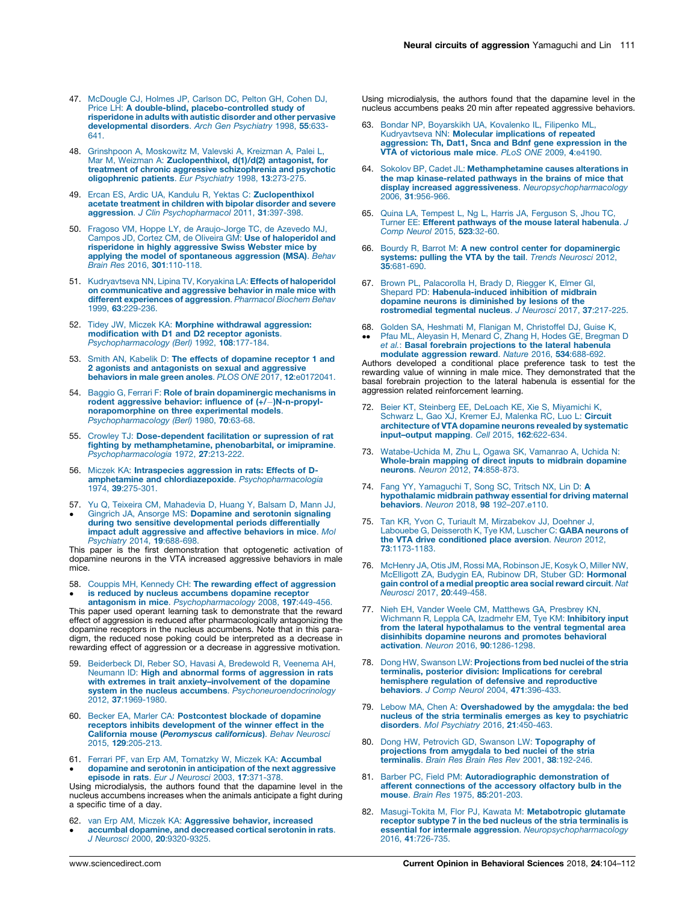47. McDougle CJ, Holmes JP, Carlson DC, Pelton GH, Cohen DJ, Price LH: **A double-blind, placebo-controlled study of risperidone in adults with autistic disorder and other pervasive developmental disorders**. *Arch Gen Psychiatry* 1998, **55**:633-641.

48. Grinshpoon A, Moskowitz M, Valevski A, Kreizman A, Palei L, Mar M, Weizman A: **Zuclopenthixol, d(1)/d(2) antagonist, for treatment of chronic aggressive schizophrenia and psychotic oligophrenic patients**. *Eur Psychiatry* 1998, **13**:273-275.

49. Ercan ES, Ardic UA, Kandulu R, Yektas C: **Zuclopenthixol acetate treatment in children with bipolar disorder and severe aggression**. *J Clin Psychopharmacol* 2011, **31**:397-398.

50. Fragoso VM, Hoppe LY, de Araujo-Jorge TC, de Azevedo MJ, Campos JD, Cortez CM, de Oliveira GM: **Use of haloperidol and risperidone in highly aggressive Swiss Webster mice by applying the model of spontaneous aggression (MSA)**. *Behav Brain Res* 2016, **301**:110-118.

51. Kudryavtseva NN, Lipina TV, Koryakina LA: **Effects of haloperidol on communicative and aggressive behavior in male mice with different experiences of aggression**. *Pharmacol Biochem Behav* 1999, **63**:229-236.

52. Tidey JW, Miczek KA: **Morphine withdrawal aggression: modification with D1 and D2 receptor agonists**. *Psychopharmacology (Berl)* 1992, **108**:177-184.

53. Smith AN, Kabelik D: **The effects of dopamine receptor 1 and 2 agonists and antagonists on sexual and aggressive behaviors in male green anoles**. *PLOS ONE* 2017, **12**:e0172041.

54. Baggio G, Ferrari F: **Role of brain dopaminergic mechanisms in rodent aggressive behavior: influence of (+/−)N-n-propyl-norapomorphine on three experimental models**. *Psychopharmacology (Berl)* 1980, **70**:63-68.

55. Crowley TJ: **Dose-dependent facilitation or supression of rat fighting by methamphetamine, phenobarbital, or imipramine**. *Psychopharmacologia* 1972, **27**:213-222.

56. Miczek KA: **Intraspecies aggression in rats: Effects of D-amphetamine and chlordiazepoxide**. *Psychopharmacologia* 1974, **39**:275-301.

57. • Yu Q, Teixeira CM, Mahadevia D, Huang Y, Balsam D, Mann JJ, Gingrich JA, Ansorge MS: **Dopamine and serotonin signaling during two sensitive developmental periods differentially impact adult aggressive and affective behaviors in mice**. *Mol Psychiatry* 2014, **19**:688-698.
This paper is the first demonstration that optogenetic activation of dopamine neurons in the VTA increased aggressive behaviors in male mice.

58. • Couppis MH, Kennedy CH: **The rewarding effect of aggression is reduced by nucleus accumbens dopamine receptor antagonism in mice**. *Psychopharmacology* 2008, **197**:449-456.
This paper used operant learning task to demonstrate that the reward effect of aggression is reduced after pharmacologically antagonizing the dopamine receptors in the nucleus accumbens. Note that in this paradigm, the reduced nose poking could be interpreted as a decrease in rewarding effect of aggression or a decrease in aggressive motivation.

59. Beiderbeck DI, Reber SO, Havasi A, Bredewold R, Veenema AH, Neumann ID: **High and abnormal forms of aggression in rats with extremes in trait anxiety–involvement of the dopamine system in the nucleus accumbens**. *Psychoneuroendocrinology* 2012, **37**:1969-1980.

60. Becker EA, Marler CA: **Postcontest blockade of dopamine receptors inhibits development of the winner effect in the California mouse (*Peromyscus californicus*)**. *Behav Neurosci* 2015, **129**:205-213.

61. • Ferrari PF, van Erp AM, Tornatzky W, Miczek KA: **Accumbal dopamine and serotonin in anticipation of the next aggressive episode in rats**. *Eur J Neurosci* 2003, **17**:371-378.
Using microdialysis, the authors found that the dapamine level in the nucleus accumbens increases when the animals anticipate a fight during a specific time of a day.

62. • van Erp AM, Miczek KA: **Aggressive behavior, increased accumbal dopamine, and decreased cortical serotonin in rats**. *J Neurosci* 2000, **20**:9320-9325.
Using microdialysis, the authors found that the dapamine level in the nucleus accumbens peaks 20 min after repeated aggressive behaviors.

63. Bondar NP, Boyarskikh UA, Kovalenko IL, Filipenko ML, Kudryavtseva NN: **Molecular implications of repeated aggression: Th, Dat1, Snca and Bdnf gene expression in the VTA of victorious male mice**. *PLoS ONE* 2009, **4**:e4190.

64. Sokolov BP, Cadet JL: **Methamphetamine causes alterations in the map kinase-related pathways in the brains of mice that display increased aggressiveness**. *Neuropsychopharmacology* 2006, **31**:956-966.

65. Quina LA, Tempest L, Ng L, Harris JA, Ferguson S, Jhou TC, Turner EE: **Efferent pathways of the mouse lateral habenula**. *J Comp Neurol* 2015, **523**:32-60.

66. Bourdy R, Barrot M: **A new control center for dopaminergic systems: pulling the VTA by the tail**. *Trends Neurosci* 2012, **35**:681-690.

67. Brown PL, Palacorolla H, Brady D, Riegger K, Elmer GI, Shepard PD: **Habenula-induced inhibition of midbrain dopamine neurons is diminished by lesions of the rostromedial tegmental nucleus**. *J Neurosci* 2017, **37**:217-225.

68. •• Golden SA, Heshmati M, Flanigan M, Christoffel DJ, Guise K, Pfau ML, Aleyasin H, Menard C, Zhang H, Hodes GE, Bregman D *et al.*: **Basal forebrain projections to the lateral habenula modulate aggression reward**. *Nature* 2016, **534**:688-692.
Authors developed a conditional place preference task to test the rewarding value of winning in male mice. They demonstrated that the basal forebrain projection to the lateral habenula is essential for the aggression related reinforcement learning.

72. Beier KT, Steinberg EE, DeLoach KE, Xie S, Miyamichi K, Schwarz L, Gao XJ, Kremer EJ, Malenka RC, Luo L: **Circuit architecture of VTA dopamine neurons revealed by systematic input–output mapping**. *Cell* 2015, **162**:622-634.

73. Watabe-Uchida M, Zhu L, Ogawa SK, Vamanrao A, Uchida N: **Whole-brain mapping of direct inputs to midbrain dopamine neurons**. *Neuron* 2012, **74**:858-873.

74. Fang YY, Yamaguchi T, Song SC, Tritsch NX, Lin D: **A hypothalamic midbrain pathway essential for driving maternal behaviors**. *Neuron* 2018, **98** 192–207.e110.

75. Tan KR, Yvon C, Turiault M, Mirzabekov JJ, Doehner J, Labouebe G, Deisseroth K, Tye KM, Luscher C: **GABA neurons of the VTA drive conditioned place aversion**. *Neuron* 2012, **73**:1173-1183.

76. McHenry JA, Otis JM, Rossi MA, Robinson JE, Kosyk O, Miller NW, McElligott ZA, Budygin EA, Rubinow DR, Stuber GD: **Hormonal gain control of a medial preoptic area social reward circuit**. *Nat Neurosci* 2017, **20**:449-458.

77. Nieh EH, Vander Weele CM, Matthews GA, Presbrey KN, Wichmann R, Leppla CA, Izadmehr EM, Tye KM: **Inhibitory input from the lateral hypothalamus to the ventral tegmental area disinhibits dopamine neurons and promotes behavioral activation**. *Neuron* 2016, **90**:1286-1298.

78. Dong HW, Swanson LW: **Projections from bed nuclei of the stria terminalis, posterior division: Implications for cerebral hemisphere regulation of defensive and reproductive behaviors**. *J Comp Neurol* 2004, **471**:396-433.

79. Lebow MA, Chen A: **Overshadowed by the amygdala: the bed nucleus of the stria terminalis emerges as key to psychiatric disorders**. *Mol Psychiatry* 2016, **21**:450-463.

80. Dong HW, Petrovich GD, Swanson LW: **Topography of projections from amygdala to bed nuclei of the stria terminalis**. *Brain Res Brain Res Rev* 2001, **38**:192-246.

81. Barber PC, Field PM: **Autoradiographic demonstration of afferent connections of the accessory olfactory bulb in the mouse**. *Brain Res* 1975, **85**:201-203.

82. Masugi-Tokita M, Flor PJ, Kawata M: **Metabotropic glutamate receptor subtype 7 in the bed nucleus of the stria terminalis is essential for intermale aggression**. *Neuropsychopharmacology* 2016, **41**:726-735.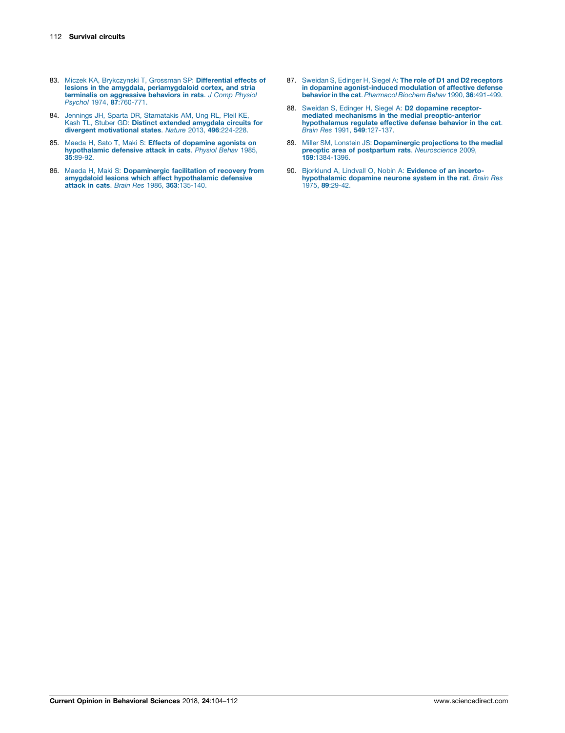83. Miczek KA, Brykczynski T, Grossman SP: **Differential effects of lesions in the amygdala, periamygdaloid cortex, and stria terminalis on aggressive behaviors in rats**. *J Comp Physiol Psychol* 1974, **87**:760-771.

84. Jennings JH, Sparta DR, Stamatakis AM, Ung RL, Pleil KE, Kash TL, Stuber GD: **Distinct extended amygdala circuits for divergent motivational states**. *Nature* 2013, **496**:224-228.

85. Maeda H, Sato T, Maki S: **Effects of dopamine agonists on hypothalamic defensive attack in cats**. *Physiol Behav* 1985, **35**:89-92.

86. Maeda H, Maki S: **Dopaminergic facilitation of recovery from amygdaloid lesions which affect hypothalamic defensive attack in cats**. *Brain Res* 1986, **363**:135-140.

87. Sweidan S, Edinger H, Siegel A: **The role of D1 and D2 receptors in dopamine agonist-induced modulation of affective defense behavior in the cat**. *Pharmacol Biochem Behav* 1990, **36**:491-499.

88. Sweidan S, Edinger H, Siegel A: **D2 dopamine receptor-mediated mechanisms in the medial preoptic-anterior hypothalamus regulate effective defense behavior in the cat**. *Brain Res* 1991, **549**:127-137.

89. Miller SM, Lonstein JS: **Dopaminergic projections to the medial preoptic area of postpartum rats**. *Neuroscience* 2009, **159**:1384-1396.

90. Bjorklund A, Lindvall O, Nobin A: **Evidence of an incerto-hypothalamic dopamine neurone system in the rat**. *Brain Res* 1975, **89**:29-42.